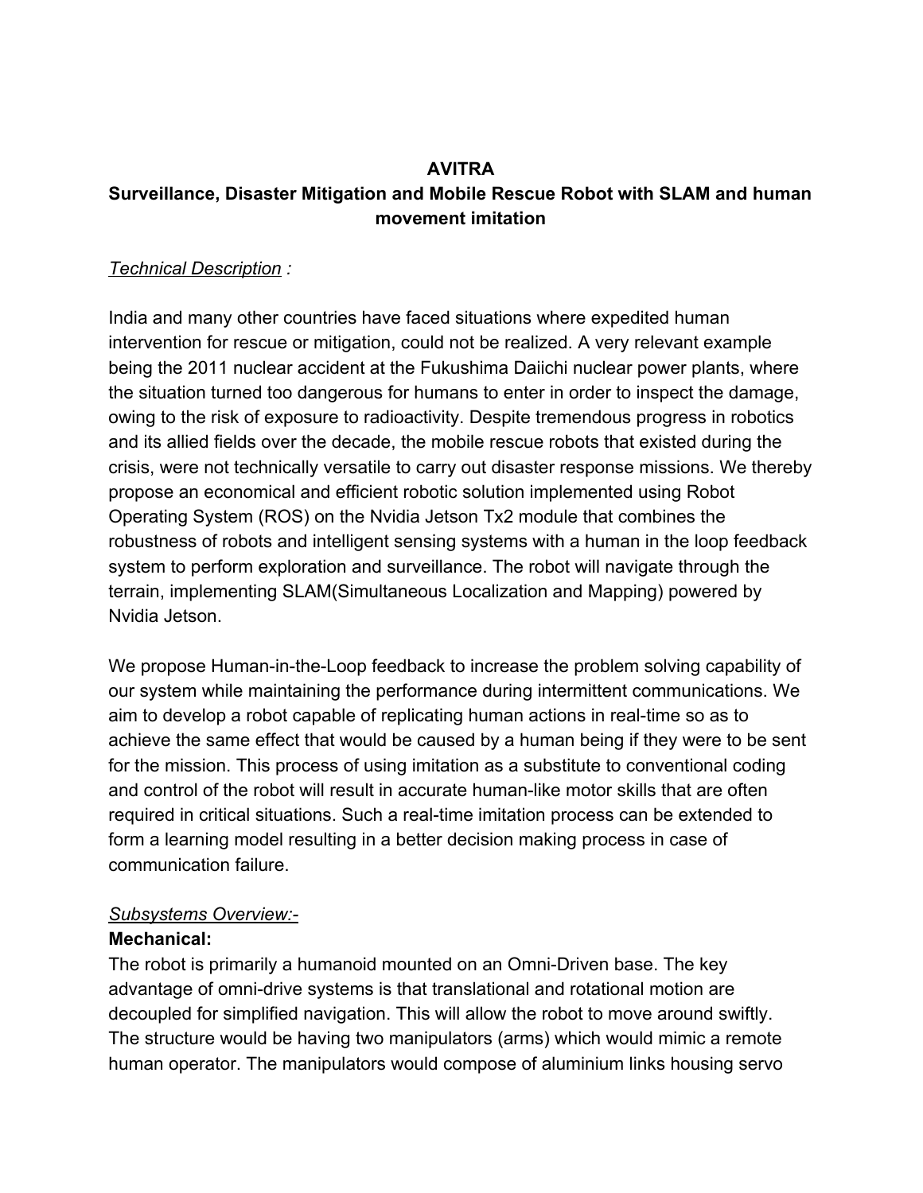**AVITRA**

**Surveillance, Disaster Mitigation and Mobile Rescue Robot with SLAM and human movement imitation**

*Technical Description* :

India and many other countries have faced situations where expedited human intervention for rescue or mitigation, could not be realized. A very relevant example being the 2011 nuclear accident at the Fukushima Daiichi nuclear power plants, where the situation turned too dangerous for humans to enter in order to inspect the damage, owing to the risk of exposure to radioactivity. Despite tremendous progress in robotics and its allied fields over the decade, the mobile rescue robots that existed during the crisis, were not technically versatile to carry out disaster response missions. We thereby propose an economical and efficient robotic solution implemented using Robot Operating System (ROS) on the Nvidia Jetson Tx2 module that combines the robustness of robots and intelligent sensing systems with a human in the loop feedback system to perform exploration and surveillance. The robot will navigate through the terrain, implementing SLAM(Simultaneous Localization and Mapping) powered by Nvidia Jetson.

We propose Human-in-the-Loop feedback to increase the problem solving capability of our system while maintaining the performance during intermittent communications. We aim to develop a robot capable of replicating human actions in real-time so as to achieve the same effect that would be caused by a human being if they were to be sent for the mission. This process of using imitation as a substitute to conventional coding and control of the robot will result in accurate human-like motor skills that are often required in critical situations. Such a real-time imitation process can be extended to form a learning model resulting in a better decision making process in case of communication failure.

*Subsystems Overview:-*

**Mechanical:**

The robot is primarily a humanoid mounted on an Omni-Driven base. The key advantage of omni-drive systems is that translational and rotational motion are decoupled for simplified navigation. This will allow the robot to move around swiftly. The structure would be having two manipulators (arms) which would mimic a remote human operator. The manipulators would compose of aluminium links housing servo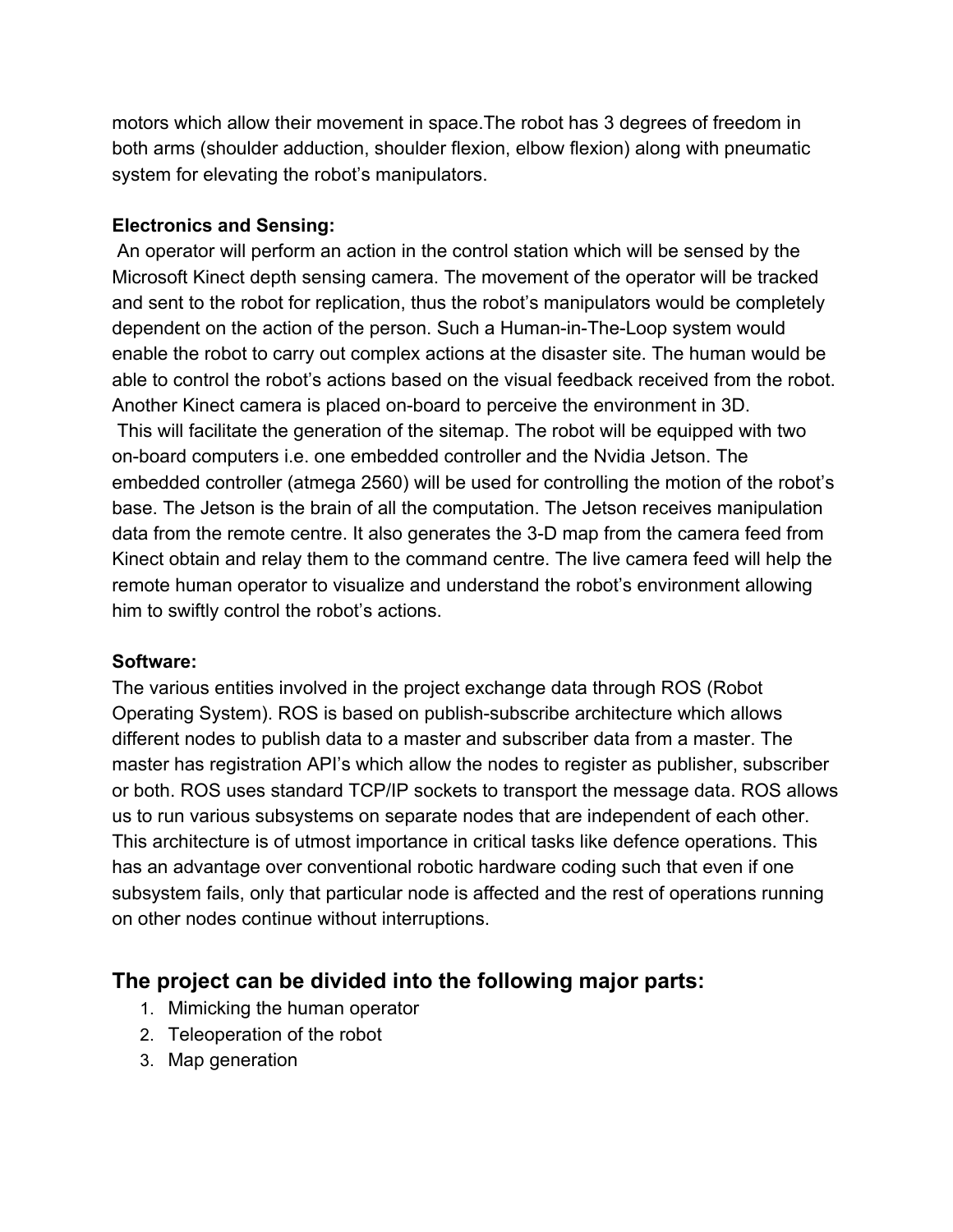motors which allow their movement in space.The robot has 3 degrees of freedom in both arms (shoulder adduction, shoulder flexion, elbow flexion) along with pneumatic system for elevating the robot's manipulators.

**Electronics and Sensing:**

An operator will perform an action in the control station which will be sensed by the Microsoft Kinect depth sensing camera. The movement of the operator will be tracked and sent to the robot for replication, thus the robot's manipulators would be completely dependent on the action of the person. Such a Human-in-The-Loop system would enable the robot to carry out complex actions at the disaster site. The human would be able to control the robot's actions based on the visual feedback received from the robot. Another Kinect camera is placed on-board to perceive the environment in 3D.

This will facilitate the generation of the sitemap. The robot will be equipped with two on-board computers i.e. one embedded controller and the Nvidia Jetson. The embedded controller (atmega 2560) will be used for controlling the motion of the robot's base. The Jetson is the brain of all the computation. The Jetson receives manipulation data from the remote centre. It also generates the 3-D map from the camera feed from Kinect obtain and relay them to the command centre. The live camera feed will help the remote human operator to visualize and understand the robot's environment allowing him to swiftly control the robot's actions.

**Software:**

The various entities involved in the project exchange data through ROS (Robot Operating System). ROS is based on publish-subscribe architecture which allows different nodes to publish data to a master and subscriber data from a master. The master has registration API's which allow the nodes to register as publisher, subscriber or both. ROS uses standard TCP/IP sockets to transport the message data. ROS allows us to run various subsystems on separate nodes that are independent of each other. This architecture is of utmost importance in critical tasks like defence operations. This has an advantage over conventional robotic hardware coding such that even if one subsystem fails, only that particular node is affected and the rest of operations running on other nodes continue without interruptions.

## The project can be divided into the following major parts:

1. Mimicking the human operator
2. Teleoperation of the robot
3. Map generation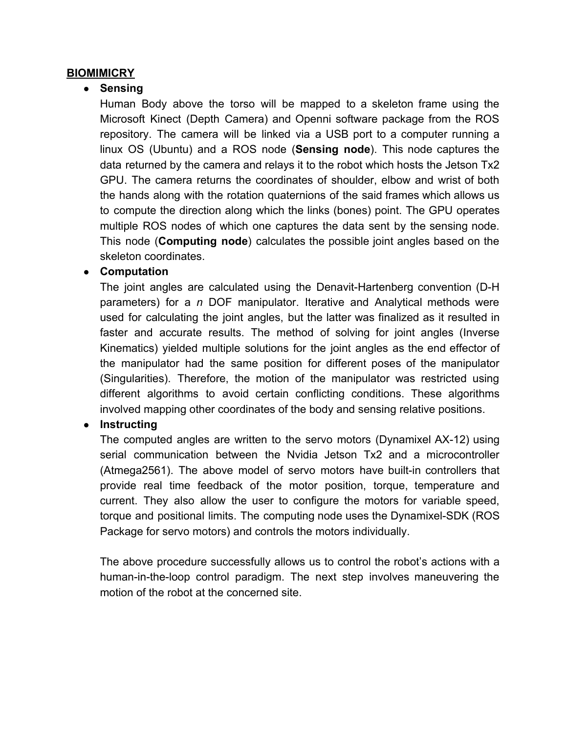**<u>BIOMIMICRY</u>**

- **Sensing**

  Human Body above the torso will be mapped to a skeleton frame using the Microsoft Kinect (Depth Camera) and Openni software package from the ROS repository. The camera will be linked via a USB port to a computer running a linux OS (Ubuntu) and a ROS node (**Sensing node**). This node captures the data returned by the camera and relays it to the robot which hosts the Jetson Tx2 GPU. The camera returns the coordinates of shoulder, elbow and wrist of both the hands along with the rotation quaternions of the said frames which allows us to compute the direction along which the links (bones) point. The GPU operates multiple ROS nodes of which one captures the data sent by the sensing node. This node (**Computing node**) calculates the possible joint angles based on the skeleton coordinates.

- **Computation**

  The joint angles are calculated using the Denavit-Hartenberg convention (D-H parameters) for a *n* DOF manipulator. Iterative and Analytical methods were used for calculating the joint angles, but the latter was finalized as it resulted in faster and accurate results. The method of solving for joint angles (Inverse Kinematics) yielded multiple solutions for the joint angles as the end effector of the manipulator had the same position for different poses of the manipulator (Singularities). Therefore, the motion of the manipulator was restricted using different algorithms to avoid certain conflicting conditions. These algorithms involved mapping other coordinates of the body and sensing relative positions.

- **Instructing**

  The computed angles are written to the servo motors (Dynamixel AX-12) using serial communication between the Nvidia Jetson Tx2 and a microcontroller (Atmega2561). The above model of servo motors have built-in controllers that provide real time feedback of the motor position, torque, temperature and current. They also allow the user to configure the motors for variable speed, torque and positional limits. The computing node uses the Dynamixel-SDK (ROS Package for servo motors) and controls the motors individually.

  The above procedure successfully allows us to control the robot's actions with a human-in-the-loop control paradigm. The next step involves maneuvering the motion of the robot at the concerned site.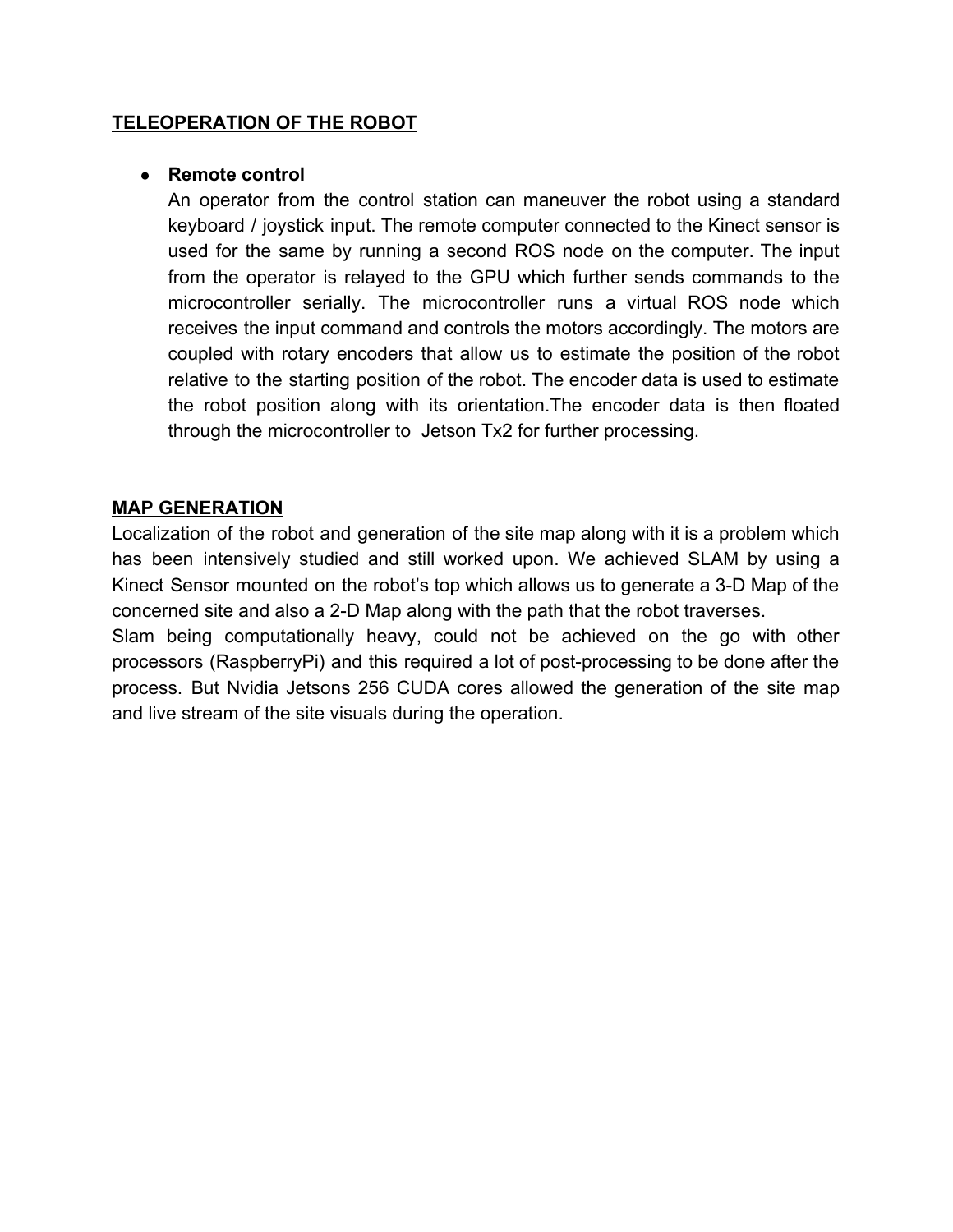## TELEOPERATION OF THE ROBOT

- **Remote control**
  An operator from the control station can maneuver the robot using a standard keyboard / joystick input. The remote computer connected to the Kinect sensor is used for the same by running a second ROS node on the computer. The input from the operator is relayed to the GPU which further sends commands to the microcontroller serially. The microcontroller runs a virtual ROS node which receives the input command and controls the motors accordingly. The motors are coupled with rotary encoders that allow us to estimate the position of the robot relative to the starting position of the robot. The encoder data is used to estimate the robot position along with its orientation.The encoder data is then floated through the microcontroller to Jetson Tx2 for further processing.

## MAP GENERATION

Localization of the robot and generation of the site map along with it is a problem which has been intensively studied and still worked upon. We achieved SLAM by using a Kinect Sensor mounted on the robot's top which allows us to generate a 3-D Map of the concerned site and also a 2-D Map along with the path that the robot traverses.
Slam being computationally heavy, could not be achieved on the go with other processors (RaspberryPi) and this required a lot of post-processing to be done after the process. But Nvidia Jetsons 256 CUDA cores allowed the generation of the site map and live stream of the site visuals during the operation.